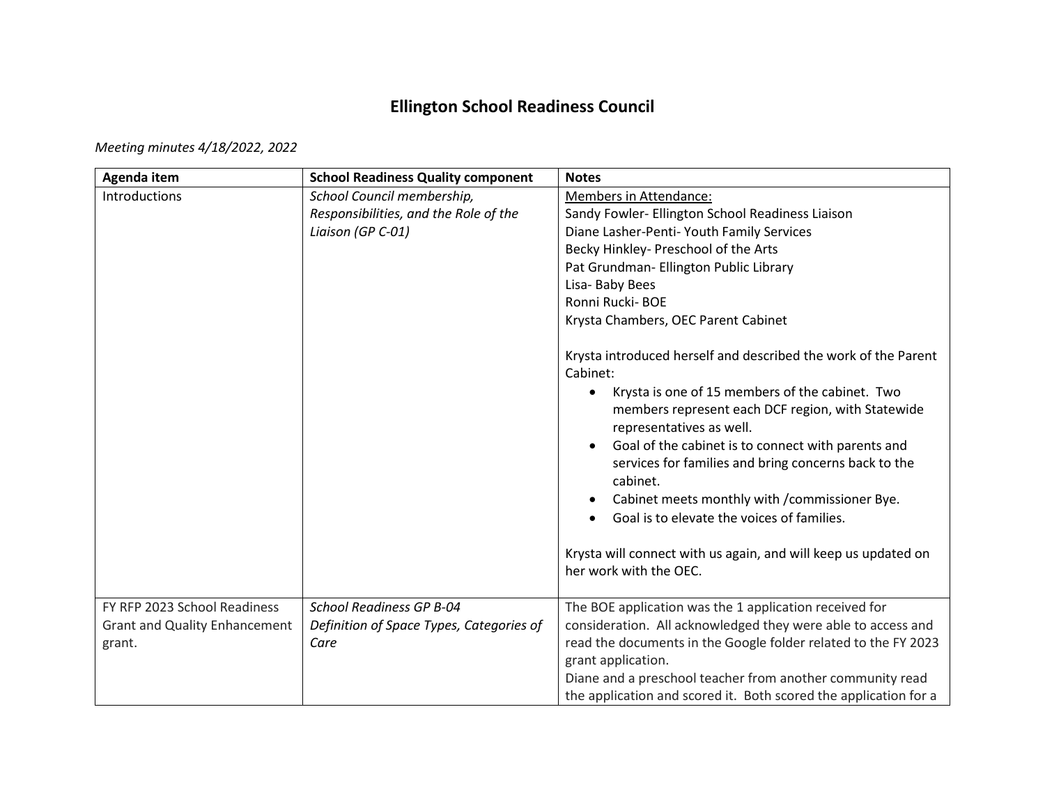# Ellington School Readiness Council

*Meeting minutes 4/18/2022, 2022*

| Agenda item | School Readiness Quality component | Notes |
| --- | --- | --- |
| Introductions | *School Council membership, Responsibilities, and the Role of the Liaison (GP C-01)* | <u>Members in Attendance:</u><br>Sandy Fowler- Ellington School Readiness Liaison<br>Diane Lasher-Penti- Youth Family Services<br>Becky Hinkley- Preschool of the Arts<br>Pat Grundman- Ellington Public Library<br>Lisa- Baby Bees<br>Ronni Rucki- BOE<br>Krysta Chambers, OEC Parent Cabinet<br><br>Krysta introduced herself and described the work of the Parent Cabinet:<br>• Krysta is one of 15 members of the cabinet. Two members represent each DCF region, with Statewide representatives as well.<br>• Goal of the cabinet is to connect with parents and services for families and bring concerns back to the cabinet.<br>• Cabinet meets monthly with /commissioner Bye.<br>• Goal is to elevate the voices of families.<br><br>Krysta will connect with us again, and will keep us updated on her work with the OEC. |
| FY RFP 2023 School Readiness Grant and Quality Enhancement grant. | *School Readiness GP B-04 Definition of Space Types, Categories of Care* | The BOE application was the 1 application received for consideration. All acknowledged they were able to access and read the documents in the Google folder related to the FY 2023 grant application.<br>Diane and a preschool teacher from another community read the application and scored it. Both scored the application for a |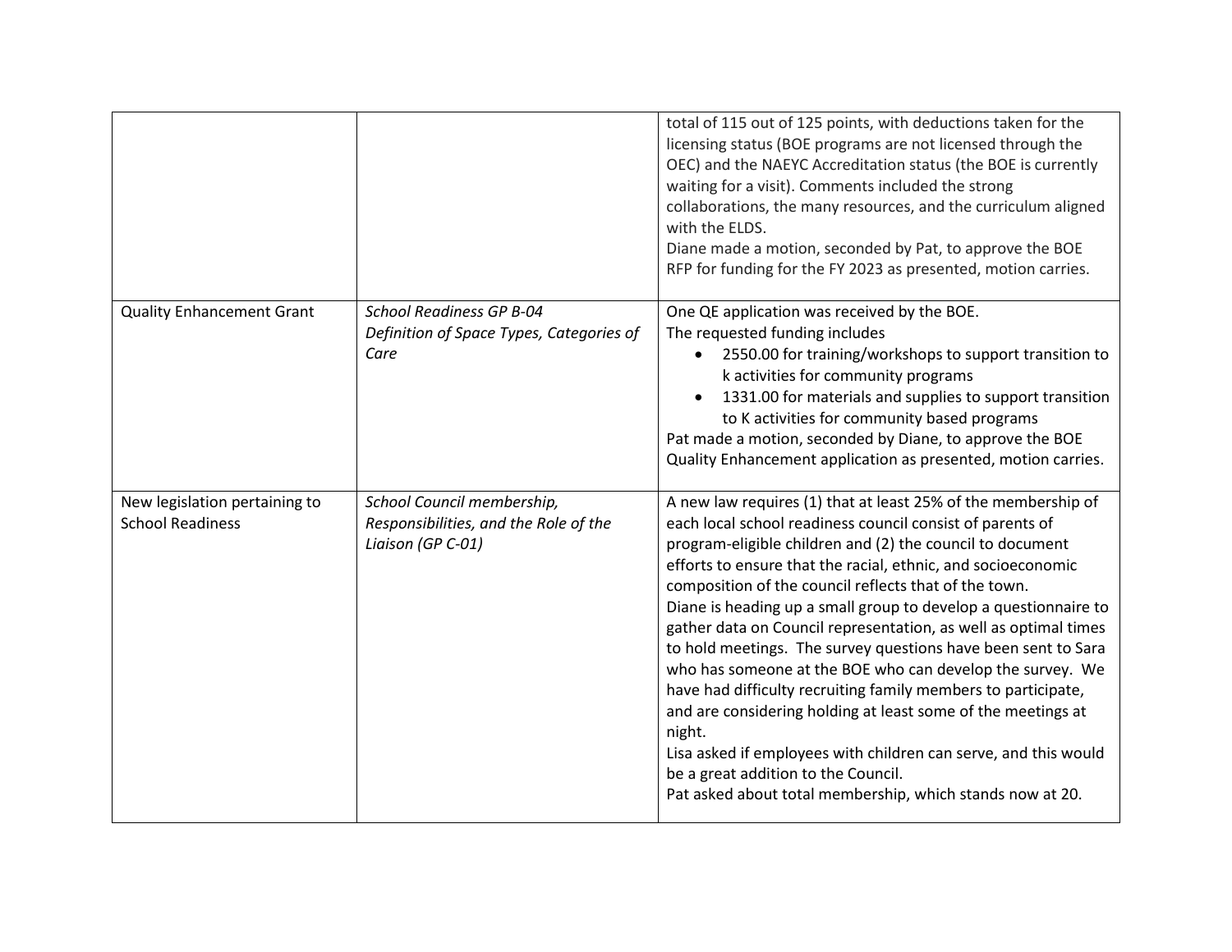| | | |
|---|---|---|
| | | total of 115 out of 125 points, with deductions taken for the licensing status (BOE programs are not licensed through the OEC) and the NAEYC Accreditation status (the BOE is currently waiting for a visit). Comments included the strong collaborations, the many resources, and the curriculum aligned with the ELDS.<br>Diane made a motion, seconded by Pat, to approve the BOE RFP for funding for the FY 2023 as presented, motion carries. |
| Quality Enhancement Grant | *School Readiness GP B-04*<br>*Definition of Space Types, Categories of Care* | One QE application was received by the BOE.<br>The requested funding includes<br>• 2550.00 for training/workshops to support transition to k activities for community programs<br>• 1331.00 for materials and supplies to support transition to K activities for community based programs<br>Pat made a motion, seconded by Diane, to approve the BOE Quality Enhancement application as presented, motion carries. |
| New legislation pertaining to School Readiness | *School Council membership, Responsibilities, and the Role of the Liaison (GP C-01)* | A new law requires (1) that at least 25% of the membership of each local school readiness council consist of parents of program-eligible children and (2) the council to document efforts to ensure that the racial, ethnic, and socioeconomic composition of the council reflects that of the town.<br>Diane is heading up a small group to develop a questionnaire to gather data on Council representation, as well as optimal times to hold meetings. The survey questions have been sent to Sara who has someone at the BOE who can develop the survey. We have had difficulty recruiting family members to participate, and are considering holding at least some of the meetings at night.<br>Lisa asked if employees with children can serve, and this would be a great addition to the Council.<br>Pat asked about total membership, which stands now at 20. |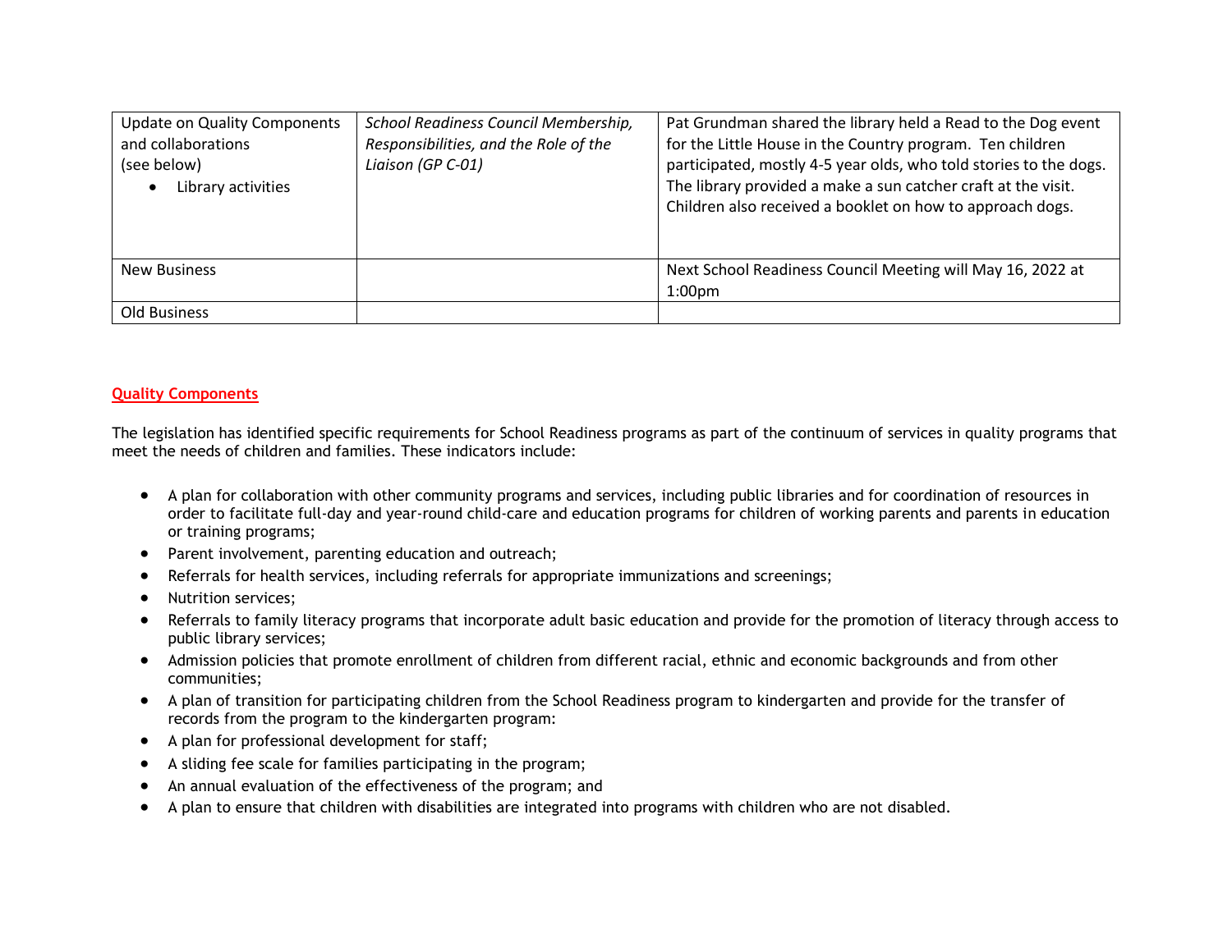| | | |
|---|---|---|
| Update on Quality Components and collaborations (see below)<br>• Library activities | *School Readiness Council Membership, Responsibilities, and the Role of the Liaison (GP C-01)* | Pat Grundman shared the library held a Read to the Dog event for the Little House in the Country program. Ten children participated, mostly 4-5 year olds, who told stories to the dogs. The library provided a make a sun catcher craft at the visit. Children also received a booklet on how to approach dogs. |
| New Business | | Next School Readiness Council Meeting will May 16, 2022 at 1:00pm |
| Old Business | | |

## Quality Components

The legislation has identified specific requirements for School Readiness programs as part of the continuum of services in quality programs that meet the needs of children and families. These indicators include:

- A plan for collaboration with other community programs and services, including public libraries and for coordination of resources in order to facilitate full-day and year-round child-care and education programs for children of working parents and parents in education or training programs;
- Parent involvement, parenting education and outreach;
- Referrals for health services, including referrals for appropriate immunizations and screenings;
- Nutrition services;
- Referrals to family literacy programs that incorporate adult basic education and provide for the promotion of literacy through access to public library services;
- Admission policies that promote enrollment of children from different racial, ethnic and economic backgrounds and from other communities;
- A plan of transition for participating children from the School Readiness program to kindergarten and provide for the transfer of records from the program to the kindergarten program:
- A plan for professional development for staff;
- A sliding fee scale for families participating in the program;
- An annual evaluation of the effectiveness of the program; and
- A plan to ensure that children with disabilities are integrated into programs with children who are not disabled.